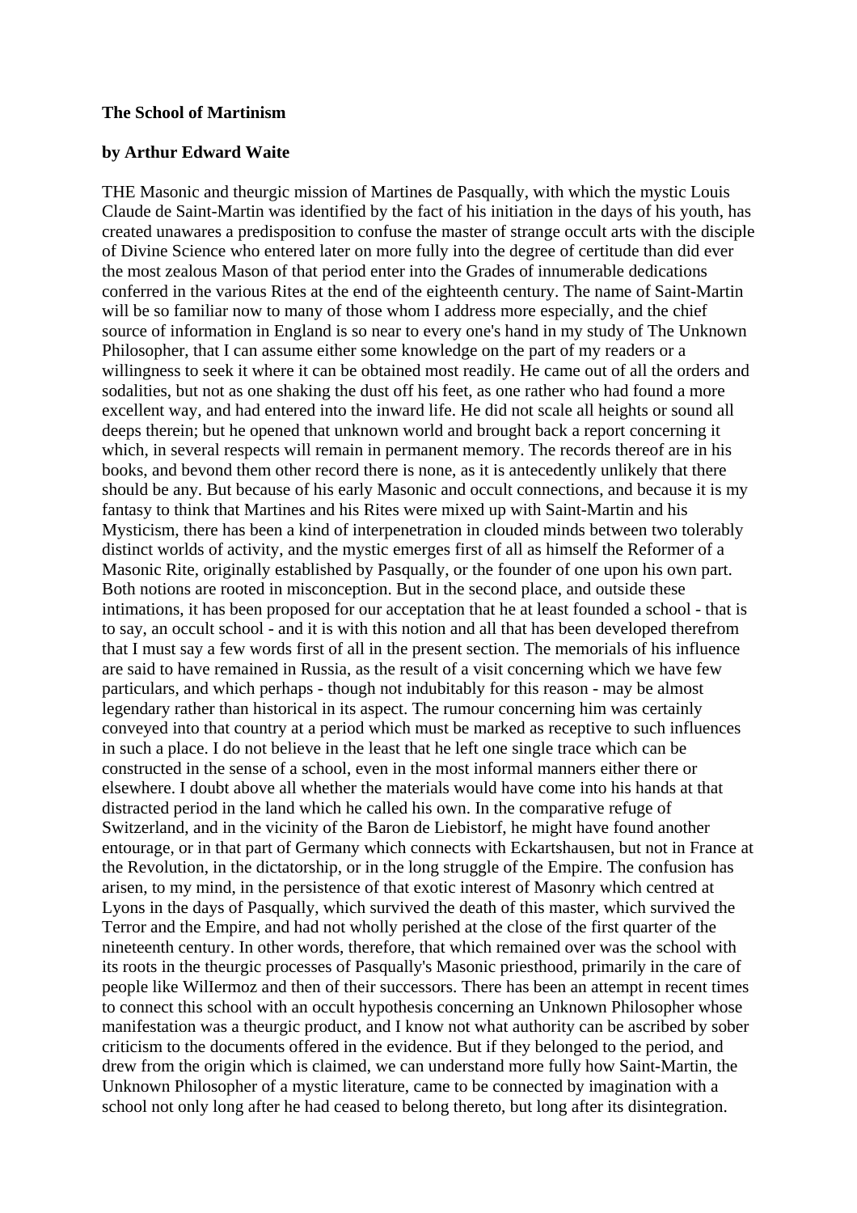**The School of Martinism**

**by Arthur Edward Waite**

THE Masonic and theurgic mission of Martines de Pasqually, with which the mystic Louis Claude de Saint-Martin was identified by the fact of his initiation in the days of his youth, has created unawares a predisposition to confuse the master of strange occult arts with the disciple of Divine Science who entered later on more fully into the degree of certitude than did ever the most zealous Mason of that period enter into the Grades of innumerable dedications conferred in the various Rites at the end of the eighteenth century. The name of Saint-Martin will be so familiar now to many of those whom I address more especially, and the chief source of information in England is so near to every one's hand in my study of The Unknown Philosopher, that I can assume either some knowledge on the part of my readers or a willingness to seek it where it can be obtained most readily. He came out of all the orders and sodalities, but not as one shaking the dust off his feet, as one rather who had found a more excellent way, and had entered into the inward life. He did not scale all heights or sound all deeps therein; but he opened that unknown world and brought back a report concerning it which, in several respects will remain in permanent memory. The records thereof are in his books, and bevond them other record there is none, as it is antecedently unlikely that there should be any. But because of his early Masonic and occult connections, and because it is my fantasy to think that Martines and his Rites were mixed up with Saint-Martin and his Mysticism, there has been a kind of interpenetration in clouded minds between two tolerably distinct worlds of activity, and the mystic emerges first of all as himself the Reformer of a Masonic Rite, originally established by Pasqually, or the founder of one upon his own part. Both notions are rooted in misconception. But in the second place, and outside these intimations, it has been proposed for our acceptation that he at least founded a school - that is to say, an occult school - and it is with this notion and all that has been developed therefrom that I must say a few words first of all in the present section. The memorials of his influence are said to have remained in Russia, as the result of a visit concerning which we have few particulars, and which perhaps - though not indubitably for this reason - may be almost legendary rather than historical in its aspect. The rumour concerning him was certainly conveyed into that country at a period which must be marked as receptive to such influences in such a place. I do not believe in the least that he left one single trace which can be constructed in the sense of a school, even in the most informal manners either there or elsewhere. I doubt above all whether the materials would have come into his hands at that distracted period in the land which he called his own. In the comparative refuge of Switzerland, and in the vicinity of the Baron de Liebistorf, he might have found another entourage, or in that part of Germany which connects with Eckartshausen, but not in France at the Revolution, in the dictatorship, or in the long struggle of the Empire. The confusion has arisen, to my mind, in the persistence of that exotic interest of Masonry which centred at Lyons in the days of Pasqually, which survived the death of this master, which survived the Terror and the Empire, and had not wholly perished at the close of the first quarter of the nineteenth century. In other words, therefore, that which remained over was the school with its roots in the theurgic processes of Pasqually's Masonic priesthood, primarily in the care of people like WilIermoz and then of their successors. There has been an attempt in recent times to connect this school with an occult hypothesis concerning an Unknown Philosopher whose manifestation was a theurgic product, and I know not what authority can be ascribed by sober criticism to the documents offered in the evidence. But if they belonged to the period, and drew from the origin which is claimed, we can understand more fully how Saint-Martin, the Unknown Philosopher of a mystic literature, came to be connected by imagination with a school not only long after he had ceased to belong thereto, but long after its disintegration.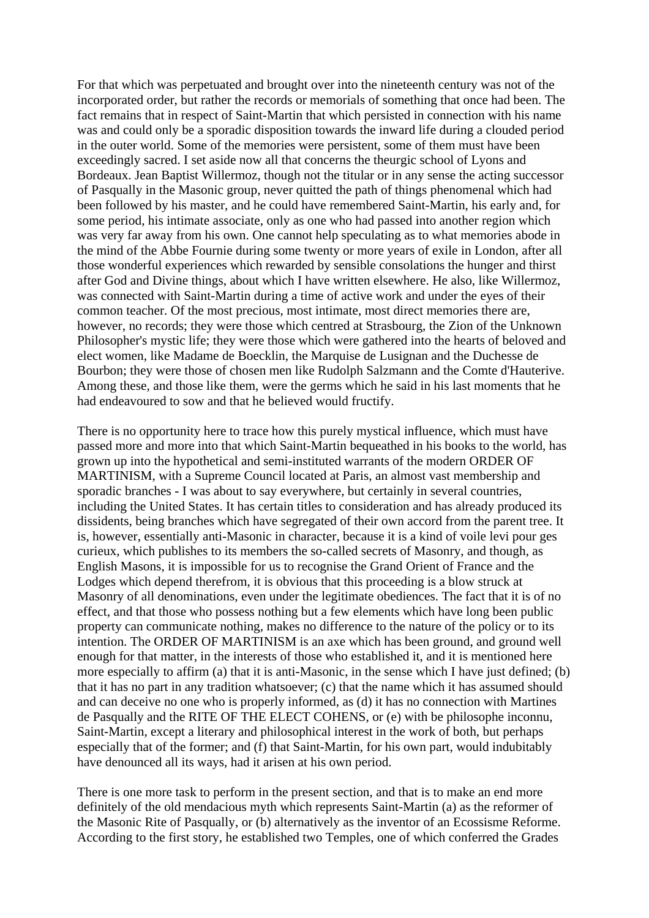For that which was perpetuated and brought over into the nineteenth century was not of the incorporated order, but rather the records or memorials of something that once had been. The fact remains that in respect of Saint-Martin that which persisted in connection with his name was and could only be a sporadic disposition towards the inward life during a clouded period in the outer world. Some of the memories were persistent, some of them must have been exceedingly sacred. I set aside now all that concerns the theurgic school of Lyons and Bordeaux. Jean Baptist Willermoz, though not the titular or in any sense the acting successor of Pasqually in the Masonic group, never quitted the path of things phenomenal which had been followed by his master, and he could have remembered Saint-Martin, his early and, for some period, his intimate associate, only as one who had passed into another region which was very far away from his own. One cannot help speculating as to what memories abode in the mind of the Abbe Fournie during some twenty or more years of exile in London, after all those wonderful experiences which rewarded by sensible consolations the hunger and thirst after God and Divine things, about which I have written elsewhere. He also, like Willermoz, was connected with Saint-Martin during a time of active work and under the eyes of their common teacher. Of the most precious, most intimate, most direct memories there are, however, no records; they were those which centred at Strasbourg, the Zion of the Unknown Philosopher's mystic life; they were those which were gathered into the hearts of beloved and elect women, like Madame de Boecklin, the Marquise de Lusignan and the Duchesse de Bourbon; they were those of chosen men like Rudolph Salzmann and the Comte d'Hauterive. Among these, and those like them, were the germs which he said in his last moments that he had endeavoured to sow and that he believed would fructify.

There is no opportunity here to trace how this purely mystical influence, which must have passed more and more into that which Saint-Martin bequeathed in his books to the world, has grown up into the hypothetical and semi-instituted warrants of the modern ORDER OF MARTINISM, with a Supreme Council located at Paris, an almost vast membership and sporadic branches - I was about to say everywhere, but certainly in several countries, including the United States. It has certain titles to consideration and has already produced its dissidents, being branches which have segregated of their own accord from the parent tree. It is, however, essentially anti-Masonic in character, because it is a kind of voile levi pour ges curieux, which publishes to its members the so-called secrets of Masonry, and though, as English Masons, it is impossible for us to recognise the Grand Orient of France and the Lodges which depend therefrom, it is obvious that this proceeding is a blow struck at Masonry of all denominations, even under the legitimate obediences. The fact that it is of no effect, and that those who possess nothing but a few elements which have long been public property can communicate nothing, makes no difference to the nature of the policy or to its intention. The ORDER OF MARTINISM is an axe which has been ground, and ground well enough for that matter, in the interests of those who established it, and it is mentioned here more especially to affirm (a) that it is anti-Masonic, in the sense which I have just defined; (b) that it has no part in any tradition whatsoever; (c) that the name which it has assumed should and can deceive no one who is properly informed, as (d) it has no connection with Martines de Pasqually and the RITE OF THE ELECT COHENS, or (e) with be philosophe inconnu, Saint-Martin, except a literary and philosophical interest in the work of both, but perhaps especially that of the former; and (f) that Saint-Martin, for his own part, would indubitably have denounced all its ways, had it arisen at his own period.

There is one more task to perform in the present section, and that is to make an end more definitely of the old mendacious myth which represents Saint-Martin (a) as the reformer of the Masonic Rite of Pasqually, or (b) alternatively as the inventor of an Ecossisme Reforme. According to the first story, he established two Temples, one of which conferred the Grades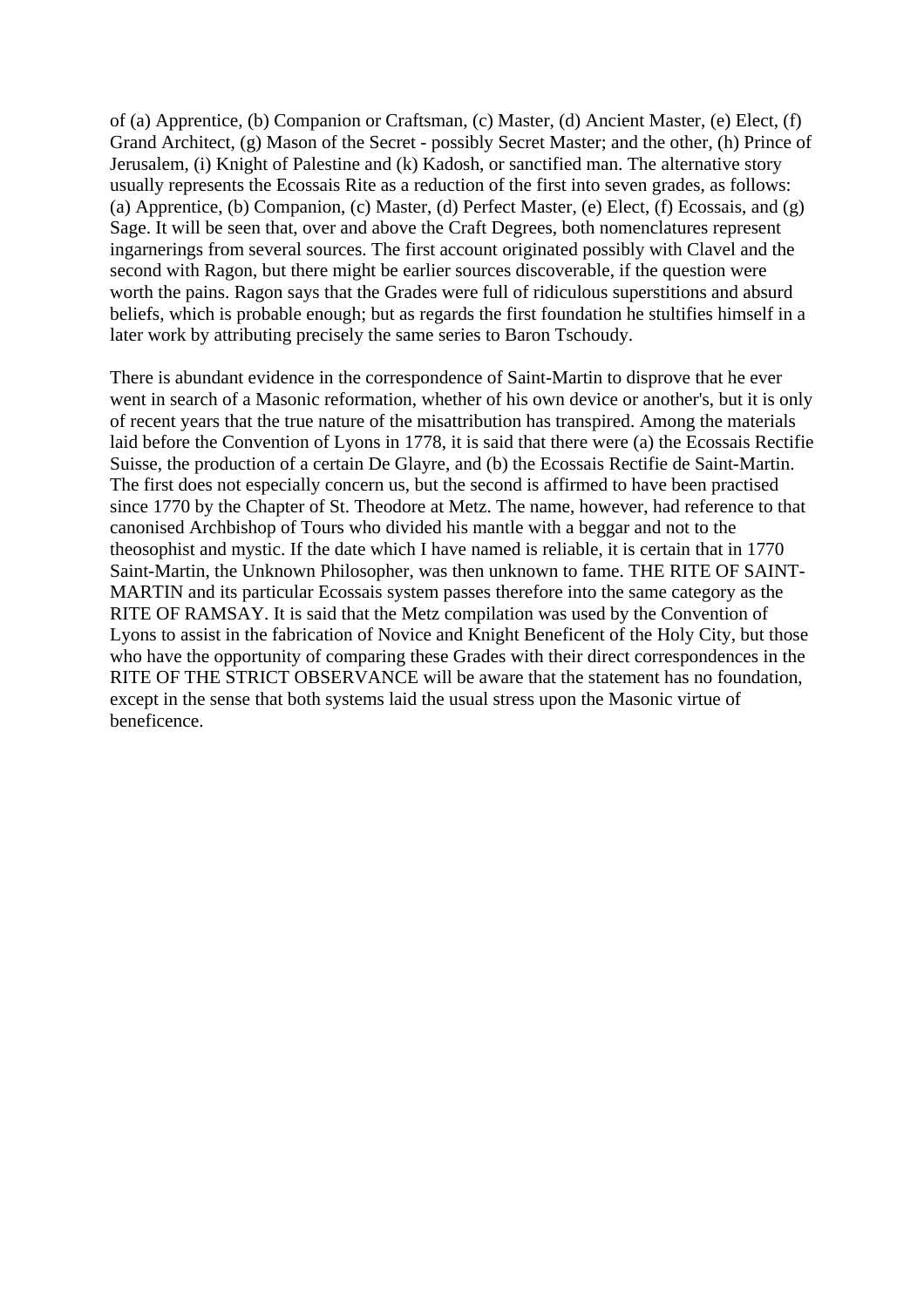of (a) Apprentice, (b) Companion or Craftsman, (c) Master, (d) Ancient Master, (e) Elect, (f) Grand Architect, (g) Mason of the Secret - possibly Secret Master; and the other, (h) Prince of Jerusalem, (i) Knight of Palestine and (k) Kadosh, or sanctified man. The alternative story usually represents the Ecossais Rite as a reduction of the first into seven grades, as follows: (a) Apprentice, (b) Companion, (c) Master, (d) Perfect Master, (e) Elect, (f) Ecossais, and (g) Sage. It will be seen that, over and above the Craft Degrees, both nomenclatures represent ingarnerings from several sources. The first account originated possibly with Clavel and the second with Ragon, but there might be earlier sources discoverable, if the question were worth the pains. Ragon says that the Grades were full of ridiculous superstitions and absurd beliefs, which is probable enough; but as regards the first foundation he stultifies himself in a later work by attributing precisely the same series to Baron Tschoudy.

There is abundant evidence in the correspondence of Saint-Martin to disprove that he ever went in search of a Masonic reformation, whether of his own device or another's, but it is only of recent years that the true nature of the misattribution has transpired. Among the materials laid before the Convention of Lyons in 1778, it is said that there were (a) the Ecossais Rectifie Suisse, the production of a certain De Glayre, and (b) the Ecossais Rectifie de Saint-Martin. The first does not especially concern us, but the second is affirmed to have been practised since 1770 by the Chapter of St. Theodore at Metz. The name, however, had reference to that canonised Archbishop of Tours who divided his mantle with a beggar and not to the theosophist and mystic. If the date which I have named is reliable, it is certain that in 1770 Saint-Martin, the Unknown Philosopher, was then unknown to fame. THE RITE OF SAINT-MARTIN and its particular Ecossais system passes therefore into the same category as the RITE OF RAMSAY. It is said that the Metz compilation was used by the Convention of Lyons to assist in the fabrication of Novice and Knight Beneficent of the Holy City, but those who have the opportunity of comparing these Grades with their direct correspondences in the RITE OF THE STRICT OBSERVANCE will be aware that the statement has no foundation, except in the sense that both systems laid the usual stress upon the Masonic virtue of beneficence.